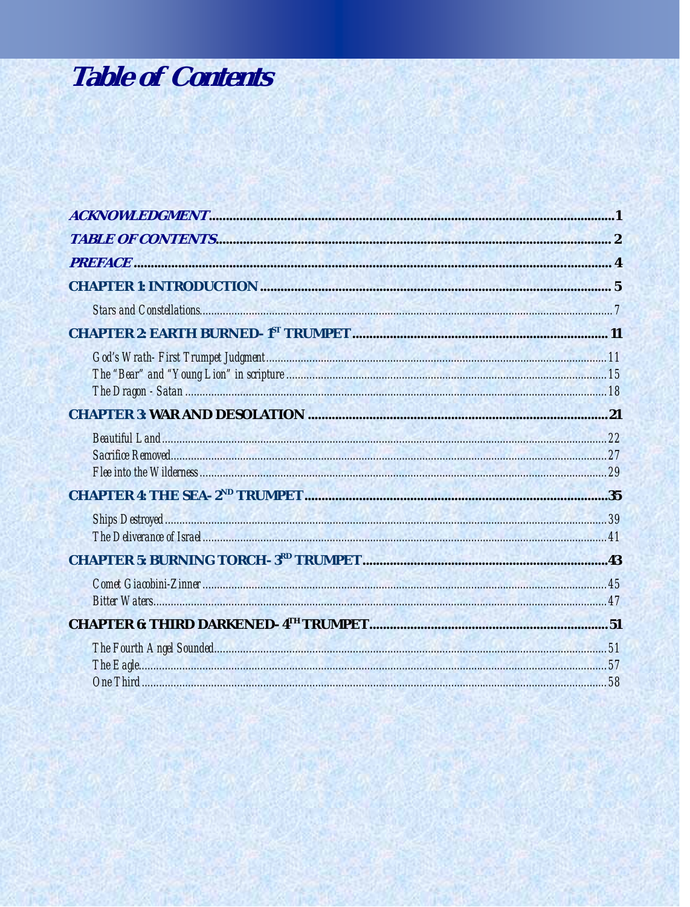# Table of Contents

*ACKNOWLEDGMENT* .......... 1

*TABLE OF CONTENTS* .......... 2

*PREFACE* .......... 4

**CHAPTER 1: INTRODUCTION** .......... 5

- *Stars and Constellations* .......... 7

**CHAPTER 2: EARTH BURNED- 1ST TRUMPET** .......... 11

- *God's Wrath- First Trumpet Judgment* .......... 11
- *The "Bear" and "Young Lion" in scripture* .......... 15
- *The Dragon - Satan* .......... 18

**CHAPTER 3: WAR AND DESOLATION** .......... 21

- *Beautiful Land* .......... 22
- *Sacrifice Removed* .......... 27
- *Flee into the Wilderness* .......... 29

**CHAPTER 4: THE SEA- 2ND TRUMPET** .......... 35

- *Ships Destroyed* .......... 39
- *The Deliverance of Israel* .......... 41

**CHAPTER 5: BURNING TORCH- 3RD TRUMPET** .......... 43

- *Comet Giacobini-Zinner* .......... 45
- *Bitter Waters* .......... 47

**CHAPTER 6: THIRD DARKENED- 4TH TRUMPET** .......... 51

- *The Fourth Angel Sounded* .......... 51
- *The Eagle* .......... 57
- *One Third* .......... 58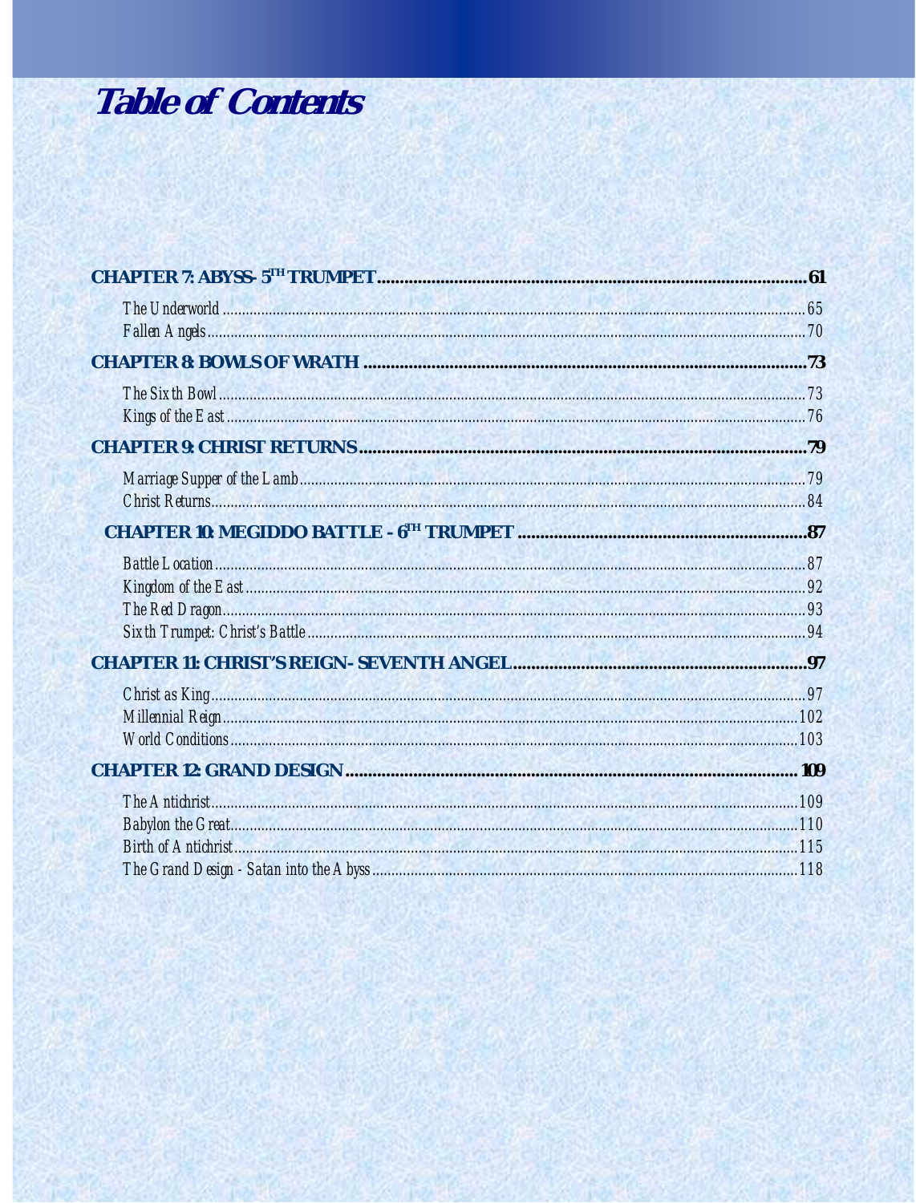# Table of Contents

**CHAPTER 7: ABYSS- 5TH TRUMPET** .......... **61**

*The Underworld* .......... 65
*Fallen Angels* .......... 70

**CHAPTER 8: BOWLS OF WRATH** .......... **73**

*The Sixth Bowl* .......... 73
*Kings of the East* .......... 76

**CHAPTER 9: CHRIST RETURNS** .......... **79**

*Marriage Supper of the Lamb* .......... 79
*Christ Returns* .......... 84

**CHAPTER 10: MEGIDDO BATTLE - 6TH TRUMPET** .......... **87**

*Battle Location* .......... 87
*Kingdom of the East* .......... 92
*The Red Dragon* .......... 93
*Sixth Trumpet: Christ's Battle* .......... 94

**CHAPTER 11: CHRIST'S REIGN- SEVENTH ANGEL** .......... **97**

*Christ as King* .......... 97
*Millennial Reign* .......... 102
*World Conditions* .......... 103

**CHAPTER 12: GRAND DESIGN** .......... **109**

*The Antichrist* .......... 109
*Babylon the Great* .......... 110
*Birth of Antichrist* .......... 115
*The Grand Design - Satan into the Abyss* .......... 118